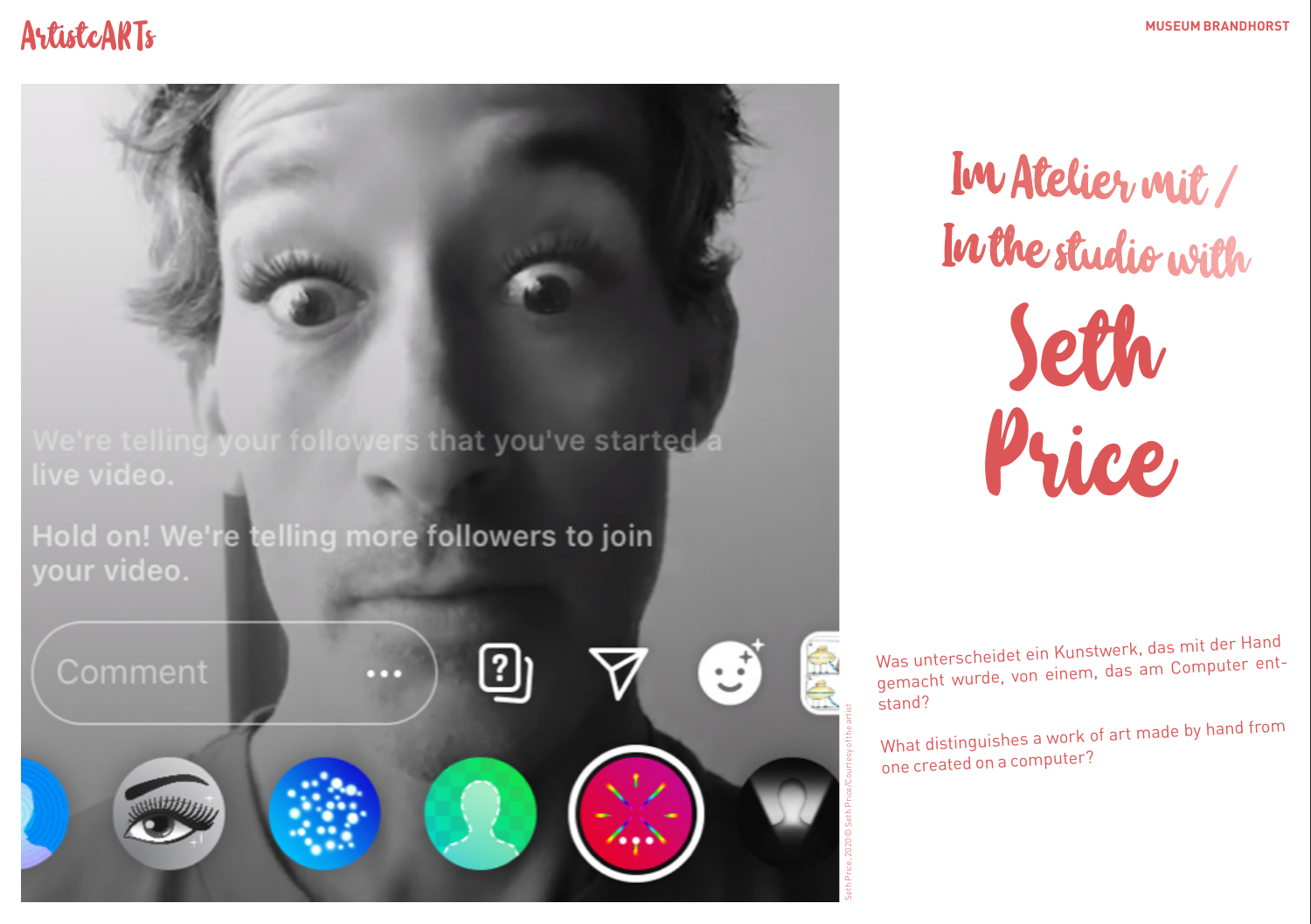ArtistcARTs

MUSEUM BRANDHORST

# Im Atelier mit / In the studio with Seth Price

Was unterscheidet ein Kunstwerk, das mit der Hand gemacht wurde, von einem, das am Computer entstand?

What distinguishes a work of art made by hand from one created on a computer?

Seth Price, 2020 © Seth Price/Courtesy of the artist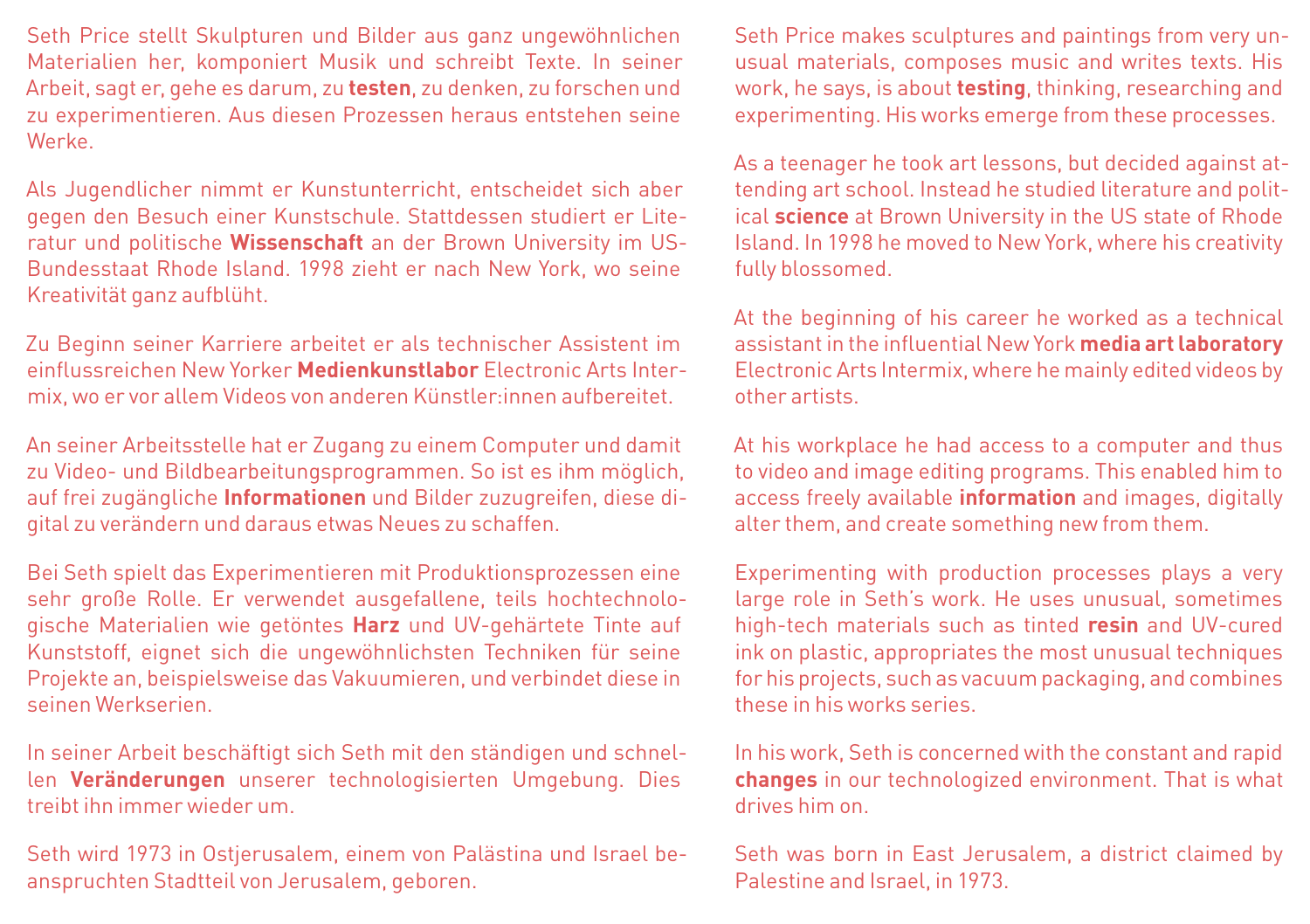Seth Price stellt Skulpturen und Bilder aus ganz ungewöhnlichen Materialien her, komponiert Musik und schreibt Texte. In seiner Arbeit, sagt er, gehe es darum, zu **testen**, zu denken, zu forschen und zu experimentieren. Aus diesen Prozessen heraus entstehen seine Werke.

Als Jugendlicher nimmt er Kunstunterricht, entscheidet sich aber gegen den Besuch einer Kunstschule. Stattdessen studiert er Literatur und politische **Wissenschaft** an der Brown University im US-Bundesstaat Rhode Island. 1998 zieht er nach New York, wo seine Kreativität ganz aufblüht.

Zu Beginn seiner Karriere arbeitet er als technischer Assistent im einflussreichen New Yorker **Medienkunstlabor** Electronic Arts Intermix, wo er vor allem Videos von anderen Künstler:innen aufbereitet.

An seiner Arbeitsstelle hat er Zugang zu einem Computer und damit zu Video- und Bildbearbeitungsprogrammen. So ist es ihm möglich, auf frei zugängliche **Informationen** und Bilder zuzugreifen, diese digital zu verändern und daraus etwas Neues zu schaffen.

Bei Seth spielt das Experimentieren mit Produktionsprozessen eine sehr große Rolle. Er verwendet ausgefallene, teils hochtechnologische Materialien wie getöntes **Harz** und UV-gehärtete Tinte auf Kunststoff, eignet sich die ungewöhnlichsten Techniken für seine Projekte an, beispielsweise das Vakuumieren, und verbindet diese in seinen Werkserien.

In seiner Arbeit beschäftigt sich Seth mit den ständigen und schnellen **Veränderungen** unserer technologisierten Umgebung. Dies treibt ihn immer wieder um.

Seth wird 1973 in Ostjerusalem, einem von Palästina und Israel beanspruchten Stadtteil von Jerusalem, geboren.

Seth Price makes sculptures and paintings from very unusual materials, composes music and writes texts. His work, he says, is about **testing**, thinking, researching and experimenting. His works emerge from these processes.

As a teenager he took art lessons, but decided against attending art school. Instead he studied literature and political **science** at Brown University in the US state of Rhode Island. In 1998 he moved to New York, where his creativity fully blossomed.

At the beginning of his career he worked as a technical assistant in the influential New York **media art laboratory** Electronic Arts Intermix, where he mainly edited videos by other artists.

At his workplace he had access to a computer and thus to video and image editing programs. This enabled him to access freely available **information** and images, digitally alter them, and create something new from them.

Experimenting with production processes plays a very large role in Seth's work. He uses unusual, sometimes high-tech materials such as tinted **resin** and UV-cured ink on plastic, appropriates the most unusual techniques for his projects, such as vacuum packaging, and combines these in his works series.

In his work, Seth is concerned with the constant and rapid **changes** in our technologized environment. That is what drives him on.

Seth was born in East Jerusalem, a district claimed by Palestine and Israel, in 1973.